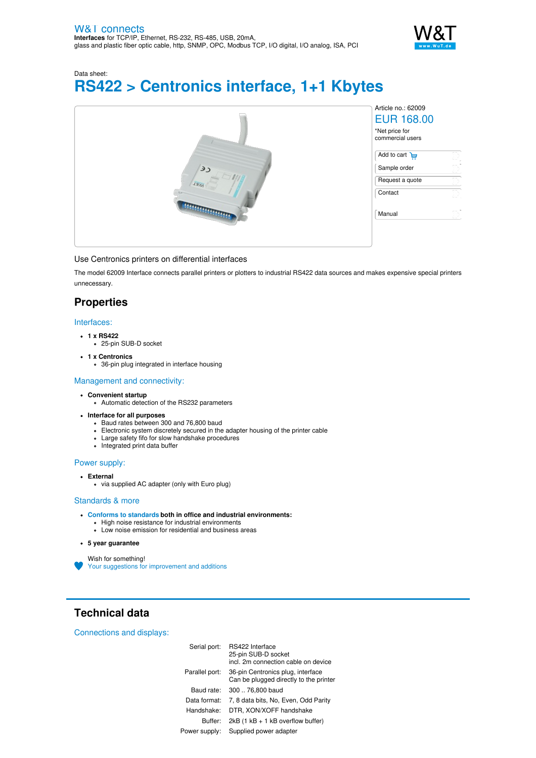W&T connects
**Interfaces** for TCP/IP, Ethernet, RS-232, RS-485, USB, 20mA, glass and plastic fiber optic cable, http, SNMP, OPC, Modbus TCP, I/O digital, I/O analog, ISA, PCI

Data sheet:

# RS422 > Centronics interface, 1+1 Kbytes

Article no.: 62009

EUR 168.00

*Net price for commercial users

- Add to cart
- Sample order
- Request a quote
- Contact
- Manual

Use Centronics printers on differential interfaces

The model 62009 Interface connects parallel printers or plotters to industrial RS422 data sources and makes expensive special printers unnecessary.

## Properties

### Interfaces:

- **1 x RS422**
  - 25-pin SUB-D socket
- **1 x Centronics**
  - 36-pin plug integrated in interface housing

### Management and connectivity:

- **Convenient startup**
  - Automatic detection of the RS232 parameters
- **Interface for all purposes**
  - Baud rates between 300 and 76,800 baud
  - Electronic system discretely secured in the adapter housing of the printer cable
  - Large safety fifo for slow handshake procedures
  - Integrated print data buffer

### Power supply:

- **External**
  - via supplied AC adapter (only with Euro plug)

### Standards & more

- **Conforms to standards both in office and industrial environments:**
  - High noise resistance for industrial environments
  - Low noise emission for residential and business areas
- **5 year guarantee**

Wish for something!
Your suggestions for improvement and additions

## Technical data

### Connections and displays:

| | |
|---|---|
| Serial port: | RS422 Interface<br>25-pin SUB-D socket<br>incl. 2m connection cable on device |
| Parallel port: | 36-pin Centronics plug, interface<br>Can be plugged directly to the printer |
| Baud rate: | 300 .. 76,800 baud |
| Data format: | 7, 8 data bits, No, Even, Odd Parity |
| Handshake: | DTR, XON/XOFF handshake |
| Buffer: | 2kB (1 kB + 1 kB overflow buffer) |
| Power supply: | Supplied power adapter |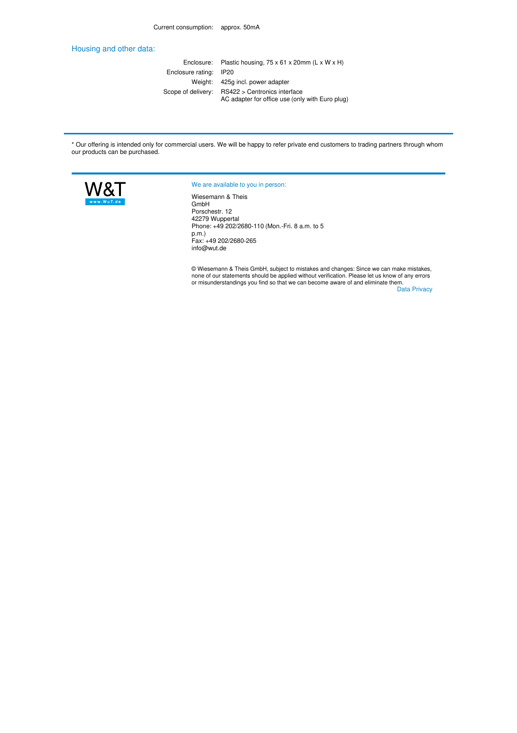| | |
|---|---|
| Current consumption: | approx. 50mA |

## Housing and other data:

| | |
|---|---|
| Enclosure: | Plastic housing, 75 x 61 x 20mm (L x W x H) |
| Enclosure rating: | IP20 |
| Weight: | 425g incl. power adapter |
| Scope of delivery: | RS422 > Centronics interface<br>AC adapter for office use (only with Euro plug) |

* Our offering is intended only for commercial users. We will be happy to refer private end customers to trading partners through whom our products can be purchased.

W&T
www.WuT.de

We are available to you in person:

Wiesemann & Theis GmbH
Porschestr. 12
42279 Wuppertal
Phone: +49 202/2680-110 (Mon.-Fri. 8 a.m. to 5 p.m.)
Fax: +49 202/2680-265
info@wut.de

© Wiesemann & Theis GmbH, subject to mistakes and changes: Since we can make mistakes, none of our statements should be applied without verification. Please let us know of any errors or misunderstandings you find so that we can become aware of and eliminate them.

Data Privacy